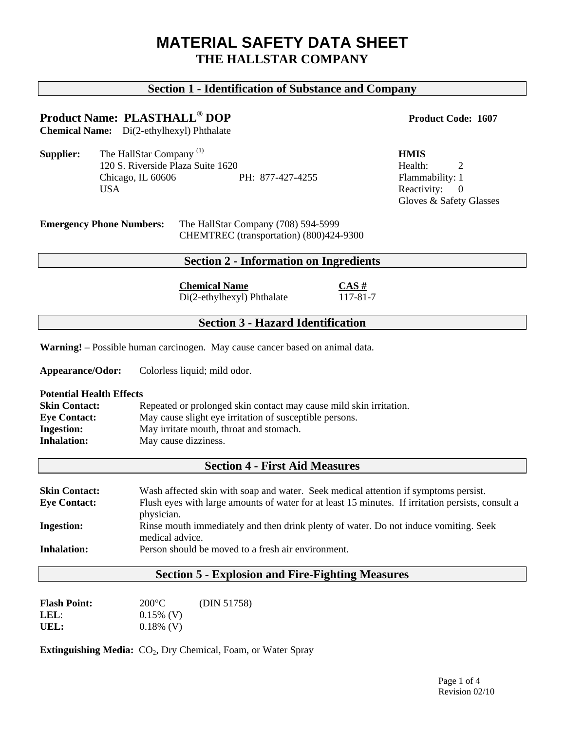# MATERIAL SAFETY DATA SHEET
## THE HALLSTAR COMPANY

## Section 1 - Identification of Substance and Company

**Product Name: PLASTHALL® DOP** **Product Code: 1607**

**Chemical Name:** Di(2-ethylhexyl) Phthalate

**Supplier:** The HallStar Company [1]
120 S. Riverside Plaza Suite 1620
Chicago, IL 60606 PH: 877-427-4255
USA

**HMIS**
Health: 2
Flammability: 1
Reactivity: 0
Gloves & Safety Glasses

**Emergency Phone Numbers:** The HallStar Company (708) 594-5999
CHEMTREC (transportation) (800)424-9300

## Section 2 - Information on Ingredients

| Chemical Name | CAS # |
| --- | --- |
| Di(2-ethylhexyl) Phthalate | 117-81-7 |

## Section 3 - Hazard Identification

**Warning!** – Possible human carcinogen. May cause cancer based on animal data.

**Appearance/Odor:** Colorless liquid; mild odor.

**Potential Health Effects**

**Skin Contact:** Repeated or prolonged skin contact may cause mild skin irritation.
**Eye Contact:** May cause slight eye irritation of susceptible persons.
**Ingestion:** May irritate mouth, throat and stomach.
**Inhalation:** May cause dizziness.

## Section 4 - First Aid Measures

**Skin Contact:** Wash affected skin with soap and water. Seek medical attention if symptoms persist.
**Eye Contact:** Flush eyes with large amounts of water for at least 15 minutes. If irritation persists, consult a physician.
**Ingestion:** Rinse mouth immediately and then drink plenty of water. Do not induce vomiting. Seek medical advice.
**Inhalation:** Person should be moved to a fresh air environment.

## Section 5 - Explosion and Fire-Fighting Measures

**Flash Point:** 200°C (DIN 51758)
**LEL**: 0.15% (V)
**UEL:** 0.18% (V)

**Extinguishing Media:** $CO_2$, Dry Chemical, Foam, or Water Spray

Revision 02/10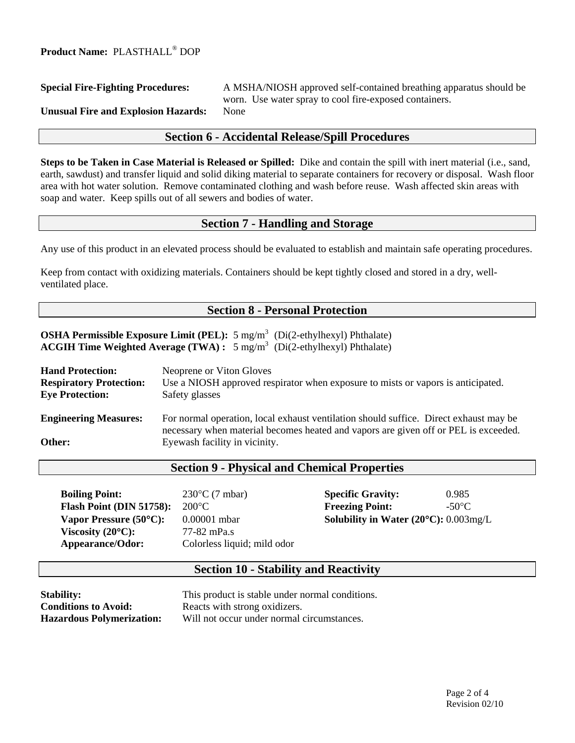**Product Name:** PLASTHALL® DOP

**Special Fire-Fighting Procedures:** A MSHA/NIOSH approved self-contained breathing apparatus should be worn. Use water spray to cool fire-exposed containers.

**Unusual Fire and Explosion Hazards:** None

## Section 6 - Accidental Release/Spill Procedures

**Steps to be Taken in Case Material is Released or Spilled:** Dike and contain the spill with inert material (i.e., sand, earth, sawdust) and transfer liquid and solid diking material to separate containers for recovery or disposal. Wash floor area with hot water solution. Remove contaminated clothing and wash before reuse. Wash affected skin areas with soap and water. Keep spills out of all sewers and bodies of water.

## Section 7 - Handling and Storage

Any use of this product in an elevated process should be evaluated to establish and maintain safe operating procedures.

Keep from contact with oxidizing materials. Containers should be kept tightly closed and stored in a dry, well-ventilated place.

## Section 8 - Personal Protection

**OSHA Permissible Exposure Limit (PEL):** 5 $mg/m^3$ (Di(2-ethylhexyl) Phthalate)
**ACGIH Time Weighted Average (TWA) :** 5 $mg/m^3$ (Di(2-ethylhexyl) Phthalate)

**Hand Protection:** Neoprene or Viton Gloves
**Respiratory Protection:** Use a NIOSH approved respirator when exposure to mists or vapors is anticipated.
**Eye Protection:** Safety glasses

**Engineering Measures:** For normal operation, local exhaust ventilation should suffice. Direct exhaust may be necessary when material becomes heated and vapors are given off or PEL is exceeded.
**Other:** Eyewash facility in vicinity.

## Section 9 - Physical and Chemical Properties

| | | | |
|---|---|---|---|
| **Boiling Point:** | 230°C (7 mbar) | **Specific Gravity:** | 0.985 |
| **Flash Point (DIN 51758):** | 200°C | **Freezing Point:** | -50°C |
| **Vapor Pressure (50°C):** | 0.00001 mbar | **Solubility in Water (20°C):** | 0.003mg/L |
| **Viscosity (20°C):** | 77-82 mPa.s | | |
| **Appearance/Odor:** | Colorless liquid; mild odor | | |

## Section 10 - Stability and Reactivity

**Stability:** This product is stable under normal conditions.
**Conditions to Avoid:** Reacts with strong oxidizers.
**Hazardous Polymerization:** Will not occur under normal circumstances.

Revision 02/10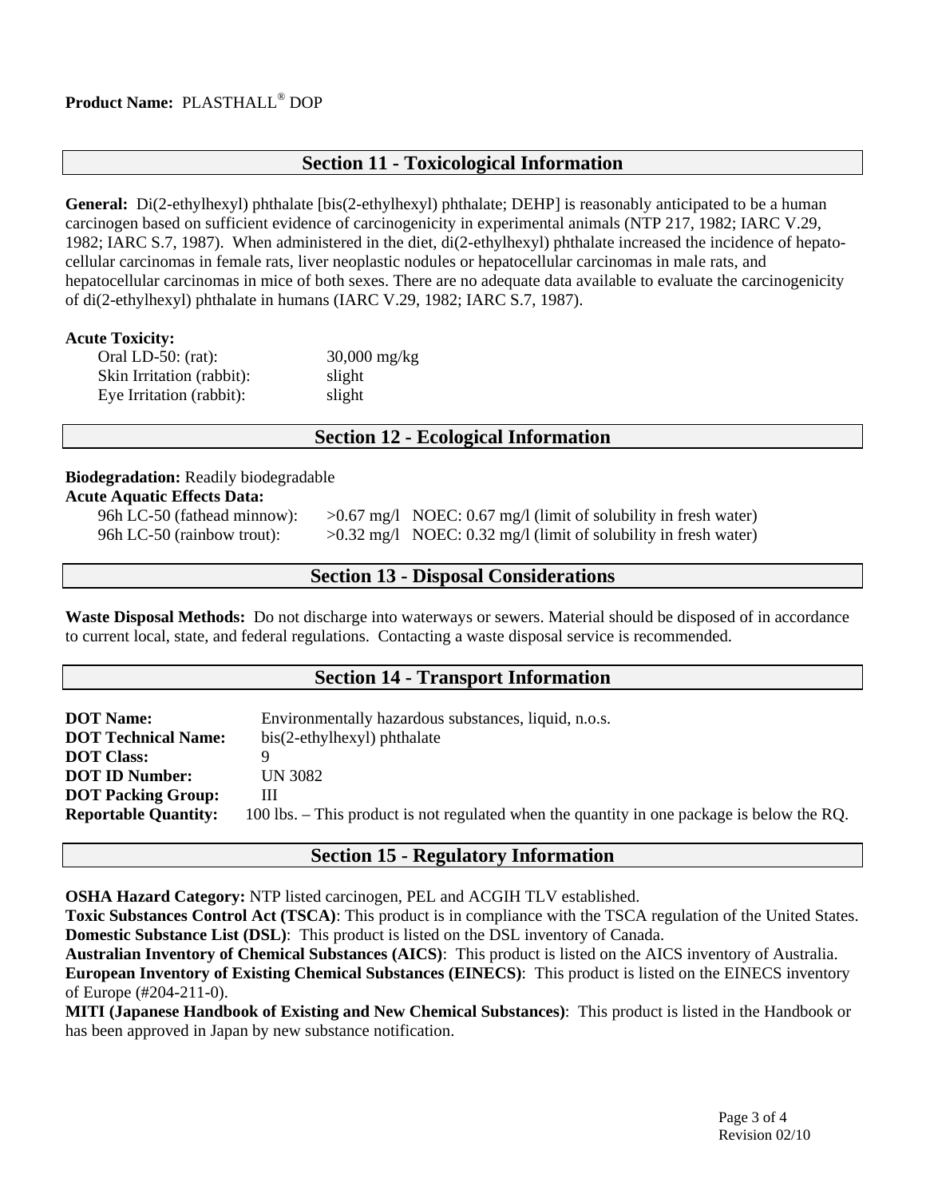**Product Name:** PLASTHALL® DOP

## Section 11 - Toxicological Information

**General:** Di(2-ethylhexyl) phthalate [bis(2-ethylhexyl) phthalate; DEHP] is reasonably anticipated to be a human carcinogen based on sufficient evidence of carcinogenicity in experimental animals (NTP 217, 1982; IARC V.29, 1982; IARC S.7, 1987). When administered in the diet, di(2-ethylhexyl) phthalate increased the incidence of hepato-cellular carcinomas in female rats, liver neoplastic nodules or hepatocellular carcinomas in male rats, and hepatocellular carcinomas in mice of both sexes. There are no adequate data available to evaluate the carcinogenicity of di(2-ethylhexyl) phthalate in humans (IARC V.29, 1982; IARC S.7, 1987).

**Acute Toxicity:**

| | |
|---|---|
| Oral LD-50: (rat): | 30,000 mg/kg |
| Skin Irritation (rabbit): | slight |
| Eye Irritation (rabbit): | slight |

## Section 12 - Ecological Information

**Biodegradation:** Readily biodegradable

**Acute Aquatic Effects Data:**

| | | |
|---|---|---|
| 96h LC-50 (fathead minnow): | >0.67 mg/l | NOEC: 0.67 mg/l (limit of solubility in fresh water) |
| 96h LC-50 (rainbow trout): | >0.32 mg/l | NOEC: 0.32 mg/l (limit of solubility in fresh water) |

## Section 13 - Disposal Considerations

**Waste Disposal Methods:** Do not discharge into waterways or sewers. Material should be disposed of in accordance to current local, state, and federal regulations. Contacting a waste disposal service is recommended.

## Section 14 - Transport Information

| | |
|---|---|
| **DOT Name:** | Environmentally hazardous substances, liquid, n.o.s. |
| **DOT Technical Name:** | bis(2-ethylhexyl) phthalate |
| **DOT Class:** | 9 |
| **DOT ID Number:** | UN 3082 |
| **DOT Packing Group:** | III |
| **Reportable Quantity:** | 100 lbs. – This product is not regulated when the quantity in one package is below the RQ. |

## Section 15 - Regulatory Information

**OSHA Hazard Category:** NTP listed carcinogen, PEL and ACGIH TLV established.

**Toxic Substances Control Act (TSCA)**: This product is in compliance with the TSCA regulation of the United States.

**Domestic Substance List (DSL)**: This product is listed on the DSL inventory of Canada.

**Australian Inventory of Chemical Substances (AICS)**: This product is listed on the AICS inventory of Australia.

**European Inventory of Existing Chemical Substances (EINECS)**: This product is listed on the EINECS inventory of Europe (#204-211-0).

**MITI (Japanese Handbook of Existing and New Chemical Substances)**: This product is listed in the Handbook or has been approved in Japan by new substance notification.

Revision 02/10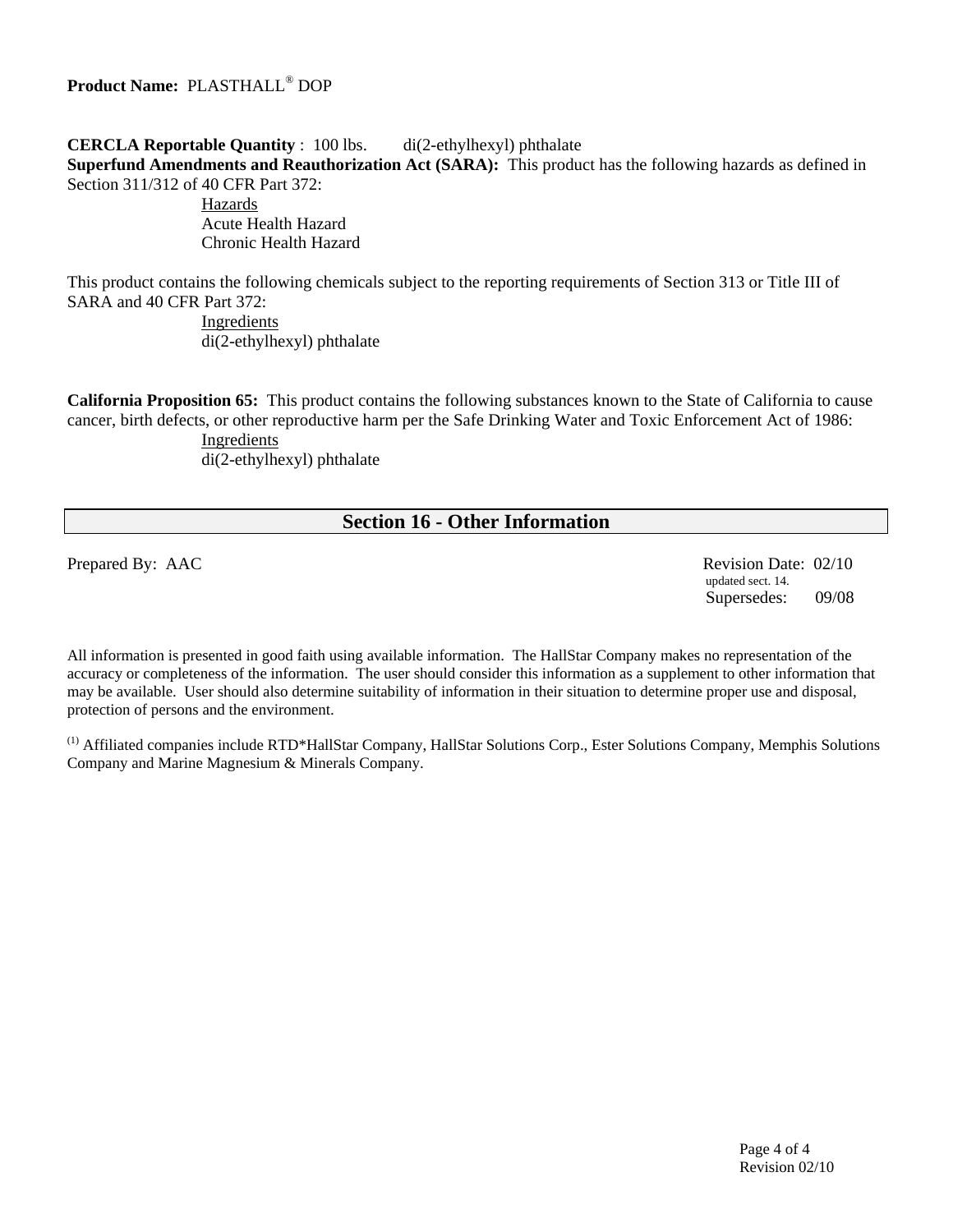**Product Name:** PLASTHALL® DOP

**CERCLA Reportable Quantity** : 100 lbs. di(2-ethylhexyl) phthalate

**Superfund Amendments and Reauthorization Act (SARA):** This product has the following hazards as defined in Section 311/312 of 40 CFR Part 372:

Hazards
Acute Health Hazard
Chronic Health Hazard

This product contains the following chemicals subject to the reporting requirements of Section 313 or Title III of SARA and 40 CFR Part 372:

Ingredients
di(2-ethylhexyl) phthalate

**California Proposition 65:** This product contains the following substances known to the State of California to cause cancer, birth defects, or other reproductive harm per the Safe Drinking Water and Toxic Enforcement Act of 1986:

Ingredients
di(2-ethylhexyl) phthalate

## Section 16 - Other Information

Prepared By: AAC

Revision Date: 02/10
updated sect. 14.
Supersedes: 09/08

All information is presented in good faith using available information. The HallStar Company makes no representation of the accuracy or completeness of the information. The user should consider this information as a supplement to other information that may be available. User should also determine suitability of information in their situation to determine proper use and disposal, protection of persons and the environment.

(1) Affiliated companies include RTD*HallStar Company, HallStar Solutions Corp., Ester Solutions Company, Memphis Solutions Company and Marine Magnesium & Minerals Company.